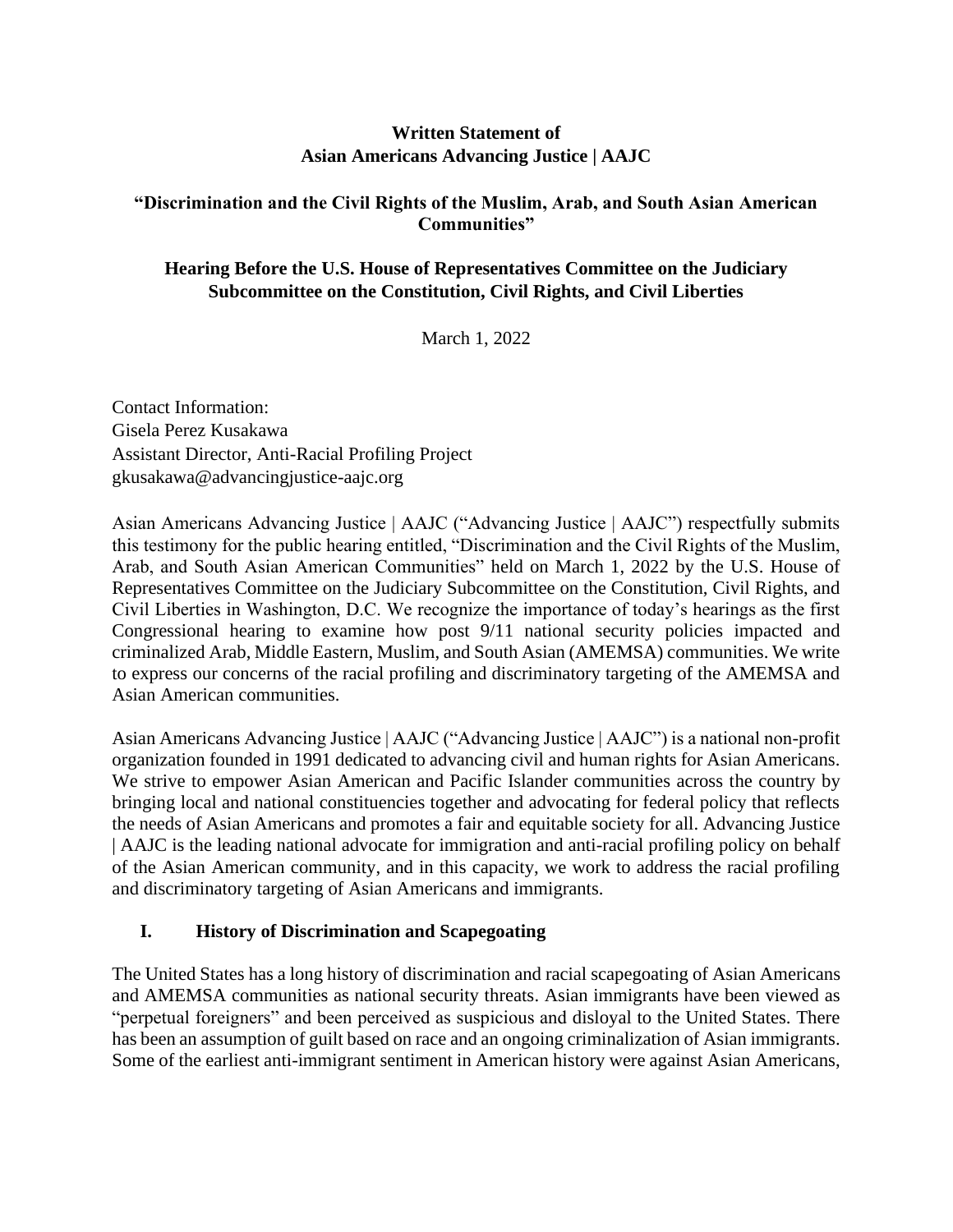**Written Statement of**
**Asian Americans Advancing Justice | AAJC**

**"Discrimination and the Civil Rights of the Muslim, Arab, and South Asian American Communities"**

**Hearing Before the U.S. House of Representatives Committee on the Judiciary Subcommittee on the Constitution, Civil Rights, and Civil Liberties**

March 1, 2022

Contact Information:
Gisela Perez Kusakawa
Assistant Director, Anti-Racial Profiling Project
gkusakawa@advancingjustice-aajc.org

Asian Americans Advancing Justice | AAJC ("Advancing Justice | AAJC") respectfully submits this testimony for the public hearing entitled, "Discrimination and the Civil Rights of the Muslim, Arab, and South Asian American Communities" held on March 1, 2022 by the U.S. House of Representatives Committee on the Judiciary Subcommittee on the Constitution, Civil Rights, and Civil Liberties in Washington, D.C. We recognize the importance of today's hearings as the first Congressional hearing to examine how post 9/11 national security policies impacted and criminalized Arab, Middle Eastern, Muslim, and South Asian (AMEMSA) communities. We write to express our concerns of the racial profiling and discriminatory targeting of the AMEMSA and Asian American communities.

Asian Americans Advancing Justice | AAJC ("Advancing Justice | AAJC") is a national non-profit organization founded in 1991 dedicated to advancing civil and human rights for Asian Americans. We strive to empower Asian American and Pacific Islander communities across the country by bringing local and national constituencies together and advocating for federal policy that reflects the needs of Asian Americans and promotes a fair and equitable society for all. Advancing Justice | AAJC is the leading national advocate for immigration and anti-racial profiling policy on behalf of the Asian American community, and in this capacity, we work to address the racial profiling and discriminatory targeting of Asian Americans and immigrants.

## I. History of Discrimination and Scapegoating

The United States has a long history of discrimination and racial scapegoating of Asian Americans and AMEMSA communities as national security threats. Asian immigrants have been viewed as "perpetual foreigners" and been perceived as suspicious and disloyal to the United States. There has been an assumption of guilt based on race and an ongoing criminalization of Asian immigrants. Some of the earliest anti-immigrant sentiment in American history were against Asian Americans,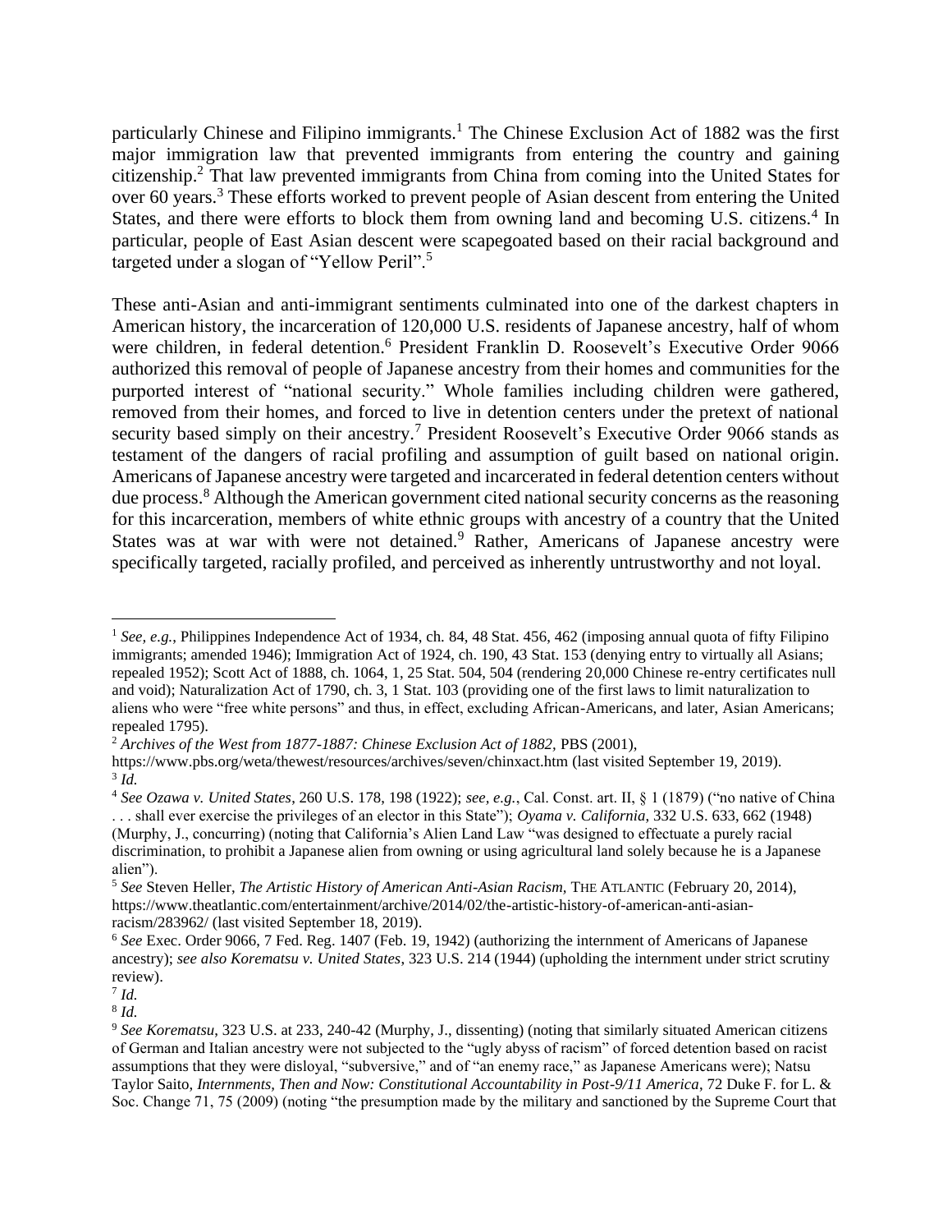particularly Chinese and Filipino immigrants.[1] The Chinese Exclusion Act of 1882 was the first major immigration law that prevented immigrants from entering the country and gaining citizenship.[2] That law prevented immigrants from China from coming into the United States for over 60 years.[3] These efforts worked to prevent people of Asian descent from entering the United States, and there were efforts to block them from owning land and becoming U.S. citizens.[4] In particular, people of East Asian descent were scapegoated based on their racial background and targeted under a slogan of "Yellow Peril".[5]

These anti-Asian and anti-immigrant sentiments culminated into one of the darkest chapters in American history, the incarceration of 120,000 U.S. residents of Japanese ancestry, half of whom were children, in federal detention.[6] President Franklin D. Roosevelt's Executive Order 9066 authorized this removal of people of Japanese ancestry from their homes and communities for the purported interest of "national security." Whole families including children were gathered, removed from their homes, and forced to live in detention centers under the pretext of national security based simply on their ancestry.[7] President Roosevelt's Executive Order 9066 stands as testament of the dangers of racial profiling and assumption of guilt based on national origin. Americans of Japanese ancestry were targeted and incarcerated in federal detention centers without due process.[8] Although the American government cited national security concerns as the reasoning for this incarceration, members of white ethnic groups with ancestry of a country that the United States was at war with were not detained.[9] Rather, Americans of Japanese ancestry were specifically targeted, racially profiled, and perceived as inherently untrustworthy and not loyal.

---

[1] *See, e.g.*, Philippines Independence Act of 1934, ch. 84, 48 Stat. 456, 462 (imposing annual quota of fifty Filipino immigrants; amended 1946); Immigration Act of 1924, ch. 190, 43 Stat. 153 (denying entry to virtually all Asians; repealed 1952); Scott Act of 1888, ch. 1064, 1, 25 Stat. 504, 504 (rendering 20,000 Chinese re-entry certificates null and void); Naturalization Act of 1790, ch. 3, 1 Stat. 103 (providing one of the first laws to limit naturalization to aliens who were "free white persons" and thus, in effect, excluding African-Americans, and later, Asian Americans; repealed 1795).

[2] *Archives of the West from 1877-1887: Chinese Exclusion Act of 1882,* PBS (2001), https://www.pbs.org/weta/thewest/resources/archives/seven/chinxact.htm (last visited September 19, 2019).

[3] *Id.*

[4] *See Ozawa v. United States*, 260 U.S. 178, 198 (1922); *see, e.g.*, Cal. Const. art. II, § 1 (1879) ("no native of China . . . shall ever exercise the privileges of an elector in this State"); *Oyama v. California*, 332 U.S. 633, 662 (1948) (Murphy, J., concurring) (noting that California's Alien Land Law "was designed to effectuate a purely racial discrimination, to prohibit a Japanese alien from owning or using agricultural land solely because he is a Japanese alien").

[5] *See* Steven Heller, *The Artistic History of American Anti-Asian Racism,* THE ATLANTIC (February 20, 2014), https://www.theatlantic.com/entertainment/archive/2014/02/the-artistic-history-of-american-anti-asian-racism/283962/ (last visited September 18, 2019).

[6] *See* Exec. Order 9066, 7 Fed. Reg. 1407 (Feb. 19, 1942) (authorizing the internment of Americans of Japanese ancestry); *see also Korematsu v. United States*, 323 U.S. 214 (1944) (upholding the internment under strict scrutiny review).

[7] *Id.*

[8] *Id.*

[9] *See Korematsu*, 323 U.S. at 233, 240-42 (Murphy, J., dissenting) (noting that similarly situated American citizens of German and Italian ancestry were not subjected to the "ugly abyss of racism" of forced detention based on racist assumptions that they were disloyal, "subversive," and of "an enemy race," as Japanese Americans were); Natsu Taylor Saito, *Internments, Then and Now: Constitutional Accountability in Post-9/11 America*, 72 Duke F. for L. & Soc. Change 71, 75 (2009) (noting "the presumption made by the military and sanctioned by the Supreme Court that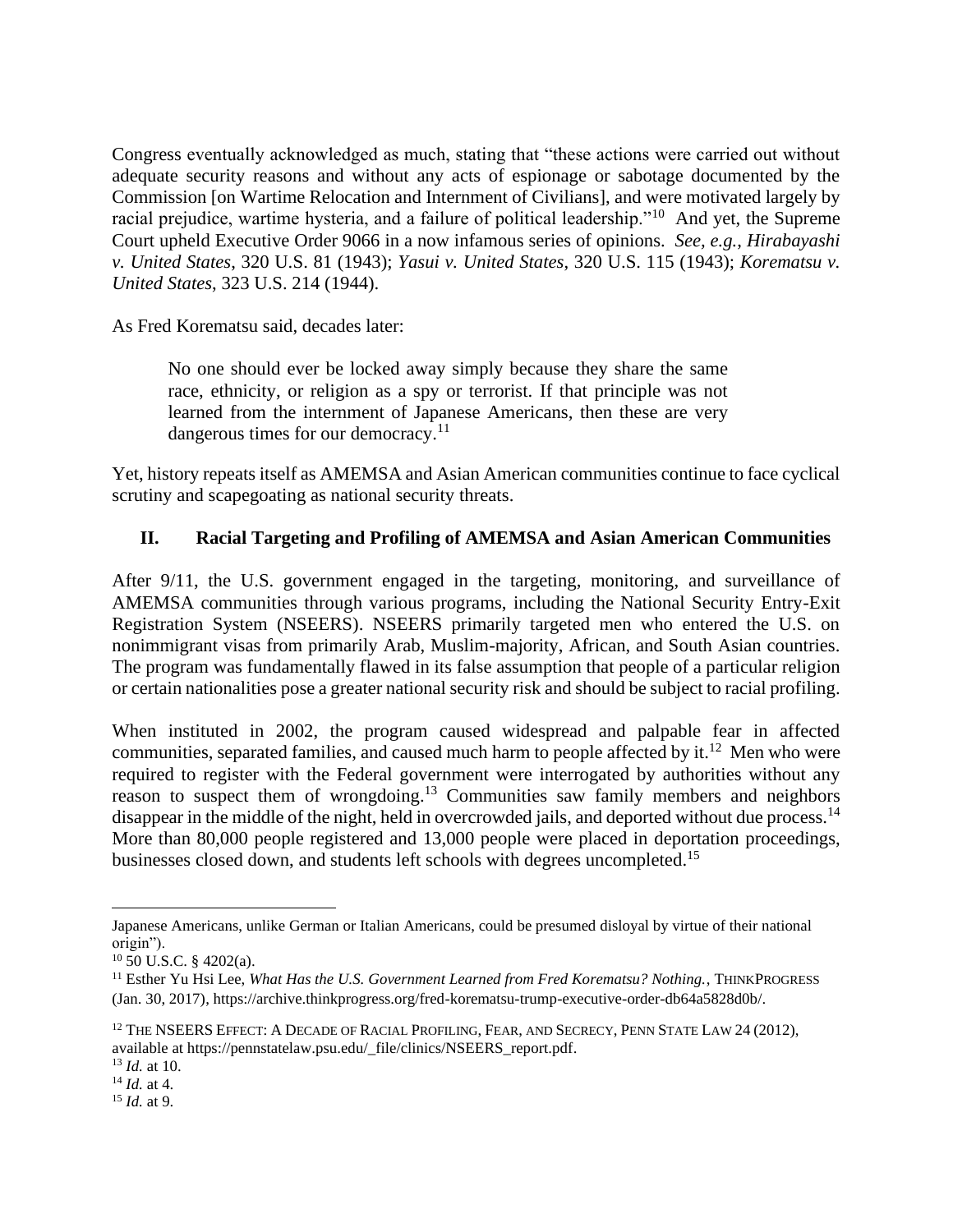Congress eventually acknowledged as much, stating that "these actions were carried out without adequate security reasons and without any acts of espionage or sabotage documented by the Commission [on Wartime Relocation and Internment of Civilians], and were motivated largely by racial prejudice, wartime hysteria, and a failure of political leadership."[10] And yet, the Supreme Court upheld Executive Order 9066 in a now infamous series of opinions. *See, e.g.*, *Hirabayashi v. United States*, 320 U.S. 81 (1943); *Yasui v. United States*, 320 U.S. 115 (1943); *Korematsu v. United States*, 323 U.S. 214 (1944).

As Fred Korematsu said, decades later:

> No one should ever be locked away simply because they share the same race, ethnicity, or religion as a spy or terrorist. If that principle was not learned from the internment of Japanese Americans, then these are very dangerous times for our democracy.[11]

Yet, history repeats itself as AMEMSA and Asian American communities continue to face cyclical scrutiny and scapegoating as national security threats.

## II. Racial Targeting and Profiling of AMEMSA and Asian American Communities

After 9/11, the U.S. government engaged in the targeting, monitoring, and surveillance of AMEMSA communities through various programs, including the National Security Entry-Exit Registration System (NSEERS). NSEERS primarily targeted men who entered the U.S. on nonimmigrant visas from primarily Arab, Muslim-majority, African, and South Asian countries. The program was fundamentally flawed in its false assumption that people of a particular religion or certain nationalities pose a greater national security risk and should be subject to racial profiling.

When instituted in 2002, the program caused widespread and palpable fear in affected communities, separated families, and caused much harm to people affected by it.[12] Men who were required to register with the Federal government were interrogated by authorities without any reason to suspect them of wrongdoing.[13] Communities saw family members and neighbors disappear in the middle of the night, held in overcrowded jails, and deported without due process.[14] More than 80,000 people registered and 13,000 people were placed in deportation proceedings, businesses closed down, and students left schools with degrees uncompleted.[15]

---

Japanese Americans, unlike German or Italian Americans, could be presumed disloyal by virtue of their national origin").

[10] 50 U.S.C. § 4202(a).

[11] Esther Yu Hsi Lee, *What Has the U.S. Government Learned from Fred Korematsu? Nothing.*, THINKPROGRESS (Jan. 30, 2017), https://archive.thinkprogress.org/fred-korematsu-trump-executive-order-db64a5828d0b/.

[12] THE NSEERS EFFECT: A DECADE OF RACIAL PROFILING, FEAR, AND SECRECY, PENN STATE LAW 24 (2012), available at https://pennstatelaw.psu.edu/_file/clinics/NSEERS_report.pdf.

[13] *Id.* at 10.

[14] *Id.* at 4.

[15] *Id.* at 9.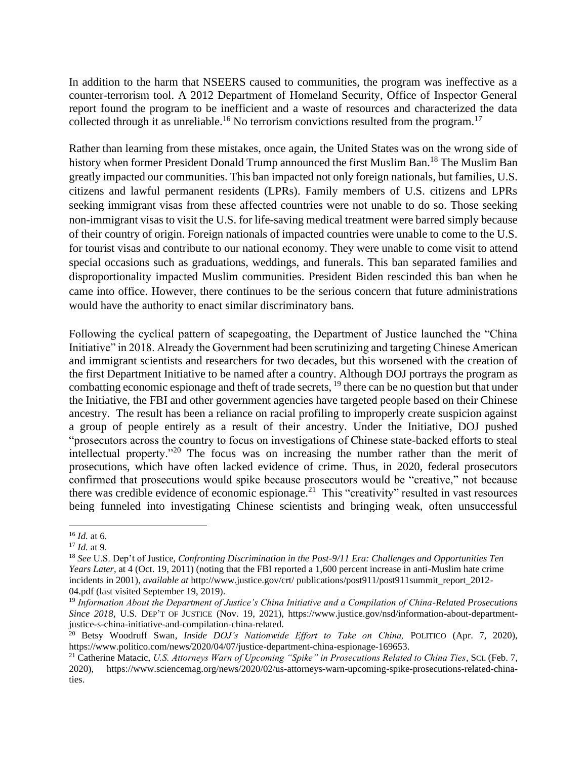In addition to the harm that NSEERS caused to communities, the program was ineffective as a counter-terrorism tool. A 2012 Department of Homeland Security, Office of Inspector General report found the program to be inefficient and a waste of resources and characterized the data collected through it as unreliable.[16] No terrorism convictions resulted from the program.[17]

Rather than learning from these mistakes, once again, the United States was on the wrong side of history when former President Donald Trump announced the first Muslim Ban.[18] The Muslim Ban greatly impacted our communities. This ban impacted not only foreign nationals, but families, U.S. citizens and lawful permanent residents (LPRs). Family members of U.S. citizens and LPRs seeking immigrant visas from these affected countries were not unable to do so. Those seeking non-immigrant visas to visit the U.S. for life-saving medical treatment were barred simply because of their country of origin. Foreign nationals of impacted countries were unable to come to the U.S. for tourist visas and contribute to our national economy. They were unable to come visit to attend special occasions such as graduations, weddings, and funerals. This ban separated families and disproportionality impacted Muslim communities. President Biden rescinded this ban when he came into office. However, there continues to be the serious concern that future administrations would have the authority to enact similar discriminatory bans.

Following the cyclical pattern of scapegoating, the Department of Justice launched the "China Initiative" in 2018. Already the Government had been scrutinizing and targeting Chinese American and immigrant scientists and researchers for two decades, but this worsened with the creation of the first Department Initiative to be named after a country. Although DOJ portrays the program as combatting economic espionage and theft of trade secrets, [19] there can be no question but that under the Initiative, the FBI and other government agencies have targeted people based on their Chinese ancestry. The result has been a reliance on racial profiling to improperly create suspicion against a group of people entirely as a result of their ancestry. Under the Initiative, DOJ pushed "prosecutors across the country to focus on investigations of Chinese state-backed efforts to steal intellectual property."[20] The focus was on increasing the number rather than the merit of prosecutions, which have often lacked evidence of crime. Thus, in 2020, federal prosecutors confirmed that prosecutions would spike because prosecutors would be "creative," not because there was credible evidence of economic espionage.[21] This "creativity" resulted in vast resources being funneled into investigating Chinese scientists and bringing weak, often unsuccessful

---

[16] *Id.* at 6.

[17] *Id.* at 9.

[18] *See* U.S. Dep't of Justice, *Confronting Discrimination in the Post-9/11 Era: Challenges and Opportunities Ten Years Later*, at 4 (Oct. 19, 2011) (noting that the FBI reported a 1,600 percent increase in anti-Muslim hate crime incidents in 2001), *available at* http://www.justice.gov/crt/ publications/post911/post911summit_report_2012-04.pdf (last visited September 19, 2019).

[19] *Information About the Department of Justice's China Initiative and a Compilation of China-Related Prosecutions Since 2018*, U.S. DEP'T OF JUSTICE (Nov. 19, 2021), https://www.justice.gov/nsd/information-about-department-justice-s-china-initiative-and-compilation-china-related.

[20] Betsy Woodruff Swan, *Inside DOJ's Nationwide Effort to Take on China,* POLITICO (Apr. 7, 2020), https://www.politico.com/news/2020/04/07/justice-department-china-espionage-169653.

[21] Catherine Matacic, *U.S. Attorneys Warn of Upcoming "Spike" in Prosecutions Related to China Ties*, SCI. (Feb. 7, 2020), https://www.sciencemag.org/news/2020/02/us-attorneys-warn-upcoming-spike-prosecutions-related-china-ties.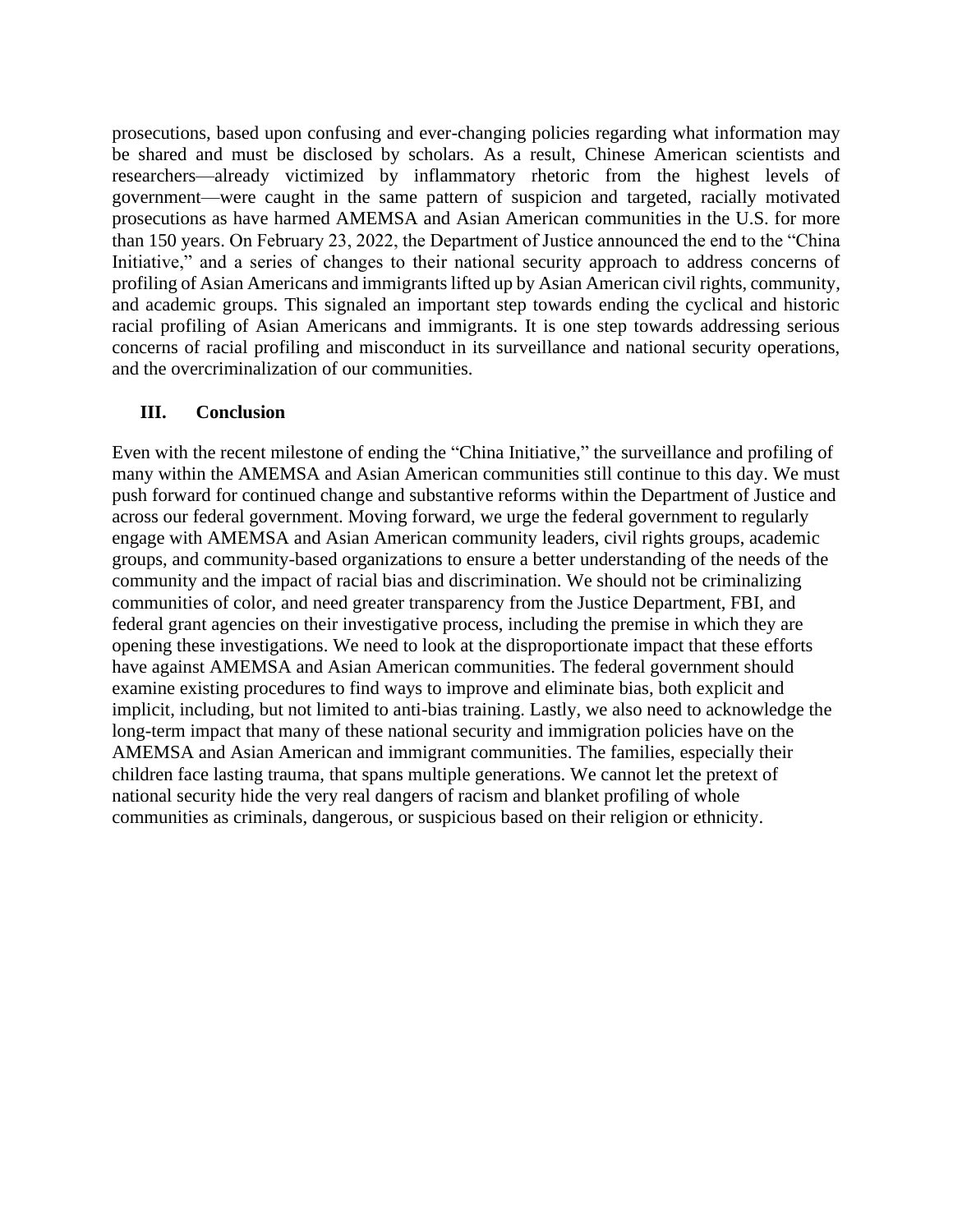prosecutions, based upon confusing and ever-changing policies regarding what information may be shared and must be disclosed by scholars. As a result, Chinese American scientists and researchers—already victimized by inflammatory rhetoric from the highest levels of government—were caught in the same pattern of suspicion and targeted, racially motivated prosecutions as have harmed AMEMSA and Asian American communities in the U.S. for more than 150 years. On February 23, 2022, the Department of Justice announced the end to the "China Initiative," and a series of changes to their national security approach to address concerns of profiling of Asian Americans and immigrants lifted up by Asian American civil rights, community, and academic groups. This signaled an important step towards ending the cyclical and historic racial profiling of Asian Americans and immigrants. It is one step towards addressing serious concerns of racial profiling and misconduct in its surveillance and national security operations, and the overcriminalization of our communities.

## III. Conclusion

Even with the recent milestone of ending the "China Initiative," the surveillance and profiling of many within the AMEMSA and Asian American communities still continue to this day. We must push forward for continued change and substantive reforms within the Department of Justice and across our federal government. Moving forward, we urge the federal government to regularly engage with AMEMSA and Asian American community leaders, civil rights groups, academic groups, and community-based organizations to ensure a better understanding of the needs of the community and the impact of racial bias and discrimination. We should not be criminalizing communities of color, and need greater transparency from the Justice Department, FBI, and federal grant agencies on their investigative process, including the premise in which they are opening these investigations. We need to look at the disproportionate impact that these efforts have against AMEMSA and Asian American communities. The federal government should examine existing procedures to find ways to improve and eliminate bias, both explicit and implicit, including, but not limited to anti-bias training. Lastly, we also need to acknowledge the long-term impact that many of these national security and immigration policies have on the AMEMSA and Asian American and immigrant communities. The families, especially their children face lasting trauma, that spans multiple generations. We cannot let the pretext of national security hide the very real dangers of racism and blanket profiling of whole communities as criminals, dangerous, or suspicious based on their religion or ethnicity.